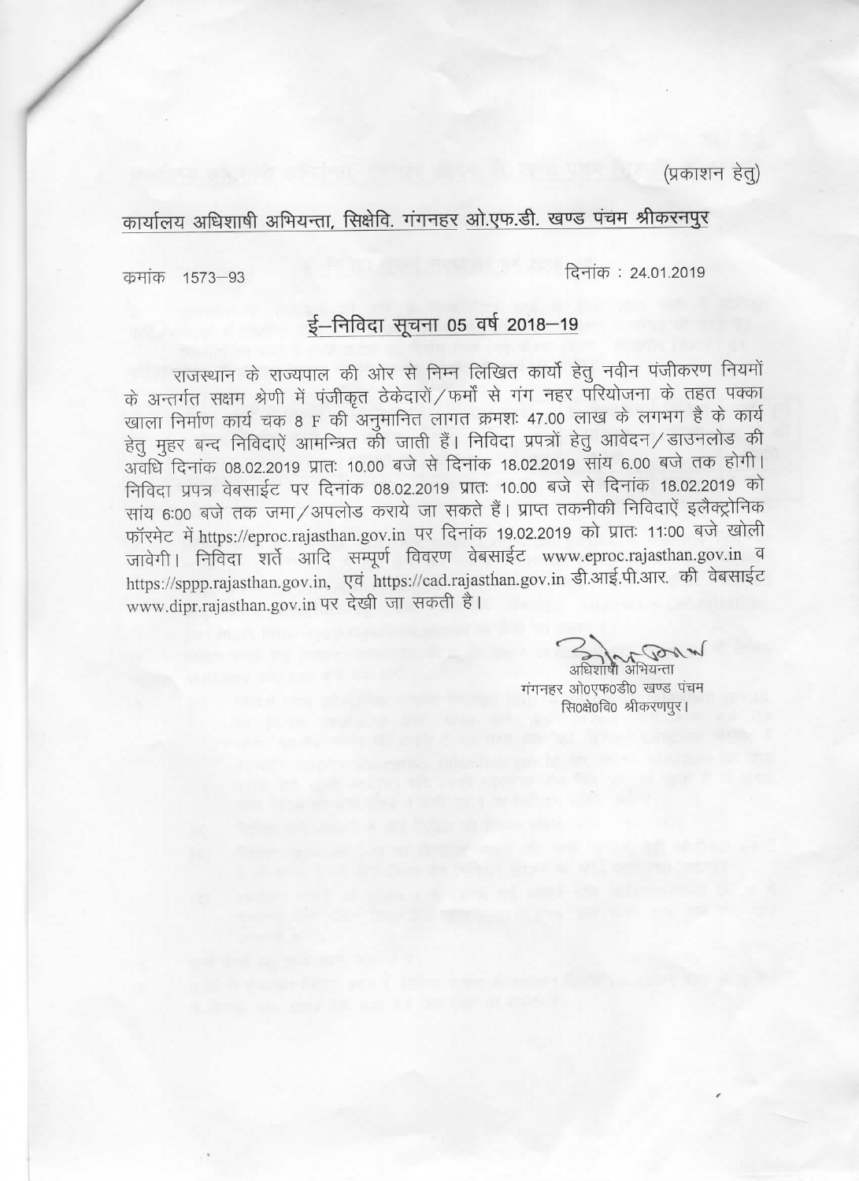(प्रकाशन हेतु)

## कार्यालय अधिशाषी अभियन्ता, सिक्षेवि. गंगनहर ओ.एफ.डी. खण्ड पंचम श्रीकरनपुर

कमांक 1573–93 दिनांक : 24.01.2019

### ई–निविदा सूचना 05 वर्ष 2018–19

राजस्थान के राज्यपाल की ओर से निम्न लिखित कार्यो हेतु नवीन पंजीकरण नियमों के अन्तर्गत सक्षम श्रेणी में पंजीकृत ठेकेदारों/फर्मो से गंग नहर परियोजना के तहत पक्का खाला निर्माण कार्य चक 8 F की अनुमानित लागत क्रमशः 47.00 लाख के लगभग है के कार्य हेतु मुहर बन्द निविदाऐं आमन्त्रित की जाती हैं। निविदा प्रपत्रों हेतु आवेदन/डाउनलोड की अवधि दिनांक 08.02.2019 प्रातः 10.00 बजे से दिनांक 18.02.2019 सांय 6.00 बजे तक होगी। निविदा प्रपत्र वेबसाईट पर दिनांक 08.02.2019 प्रातः 10.00 बजे से दिनांक 18.02.2019 को सांय 6:00 बजे तक जमा/अपलोड कराये जा सकते हैं। प्राप्त तकनीकी निविदाऐं इलैक्ट्रोनिक फॉरमेट में https://eproc.rajasthan.gov.in पर दिनांक 19.02.2019 को प्रातः 11:00 बजे खोली जावेगी। निविदा शर्ते आदि सम्पूर्ण विवरण वेबसाईट www.eproc.rajasthan.gov.in व https://sppp.rajasthan.gov.in, एवं https://cad.rajasthan.gov.in डी.आई.पी.आर. की वेबसाईट www.dipr.rajasthan.gov.in पर देखी जा सकती है।

अधिशाषी अभियन्ता  
गंगनहर ओ0एफ0डी0 खण्ड पंचम  
सि0क्षे0वि0 श्रीकरणपुर।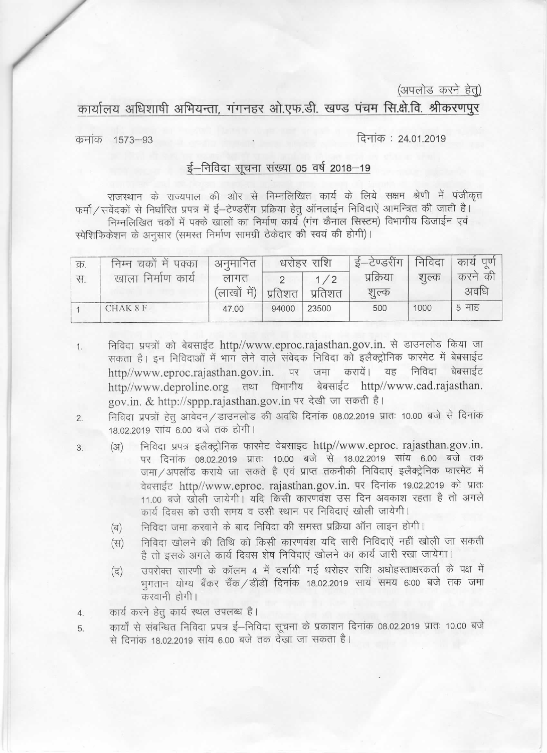(अपलोड करने हेतु)

## कार्यालय अधिशाषी अभियन्ता, गंगनहर ओ.एफ.डी. खण्ड पंचम सि.क्षे.वि. श्रीकरणपुर

कमांक 1573–93 दिनांक : 24.01.2019

### ई–निविदा सूचना संख्या 05 वर्ष 2018–19

राजस्थान के राज्यपाल की ओर से निम्नलिखित कार्य के लिये सक्षम श्रेणी में पंजीकृत फर्मो/सवेंदकों से निर्धारित प्रपत्र में ई–टेण्डरींग प्रक्रिया हेतु ऑनलाईन निविदाऐं आमन्त्रित की जाती है।

निम्नलिखित चकों में पक्के खालों का निर्माण कार्य (गंग कैनाल सिस्टम) विभागीय डिजाईन एवं स्पेशिफिकेशन के अनुसार (समस्त निर्माण सामग्री ठेकेदार की स्वयं की होगी)।

| क्र. स. | निम्न चकों में पक्का खाला निर्माण कार्य | अनुमानित लागत (लाखों में) | धरोहर राशि | | ई–टेण्डरींग प्रक्रिया शुल्क | निविदा शुल्क | कार्य पूर्ण करने की अवधि |
|---|---|---|---|---|---|---|---|
| | | | 2 प्रतिशत | 1/2 प्रतिशत | | | |
| 1 | CHAK 8 F | 47.00 | 94000 | 23500 | 500 | 1000 | 5 माह |

1. निविदा प्रपत्रों को बेबसाईट http//www.eproc.rajasthan.gov.in. से डाउनलोड किया जा सकता है। इन निविदाओं में भाग लेने वाले संवेदक निविदा को इलैक्ट्रोनिक फारमेट में बेबसाईट http//www.eproc.rajasthan.gov.in. पर जमा करायें। यह निविदा बेबसाईट http//www.deproline.org तथा विभागीय बेबसाईट http//www.cad.rajasthan.gov.in. & http://sppp.rajasthan.gov.in पर देखी जा सकती है।
2. निविदा प्रपत्रों हेतु आवेदन/डाउनलोड की अवधि दिनांक 08.02.2019 प्रातः 10.00 बजे से दिनांक 18.02.2019 सांय 6.00 बजे तक होगी।
3. (अ) निविदा प्रपत्र इलैक्ट्रोनिक फारमेट वेबसाइट http//www.eproc. rajasthan.gov.in. पर दिनांक 08.02.2019 प्रातः 10.00 बजे से 18.02.2019 सांय 6.00 बजे तक जमा/अपलॉड कराये जा सकते है एवं प्राप्त तकनीकी निविदाएं इलैक्ट्रेनिक फारमेट में वेबसाईट http//www.eproc. rajasthan.gov.in. पर दिनांक 19.02.2019 को प्रातः 11.00 बजे खोली जायेगी। यदि किसी कारणवंश उस दिन अवकाश रहता है तो अगले कार्य दिवस को उसी समय व उसी स्थान पर निविदाएं खोली जायेगी।

   (ब) निविदा जमा करवाने के बाद निविदा की समस्त प्रक्रिया ऑन लाइन होगी।

   (स) निविदा खोलने की तिथि को किसी कारणवंश यदि सारी निविदाऐं नहीं खोली जा सकती है तो इसके अगले कार्य दिवस शेष निविदाएं खोलने का कार्य जारी रखा जायेगा।

   (द) उपरोक्त सारणी के कॉलम 4 में दर्शायी गई धरोहर राशि अधोहस्ताक्षरकर्ता के पक्ष में भुगतान योग्य बैंकर चैंक/डीडी दिनांक 18.02.2019 सायं समय 6:00 बजे तक जमा करवानी होगी।
4. कार्य करने हेतु कार्य स्थल उपलब्ध है।
5. कार्यों से संबन्धित निविदा प्रपत्र ई–निविदा सूचना के प्रकाशन दिनांक 08.02.2019 प्रातः 10.00 बजे से दिनांक 18.02.2019 सांय 6.00 बजे तक देखा जा सकता है।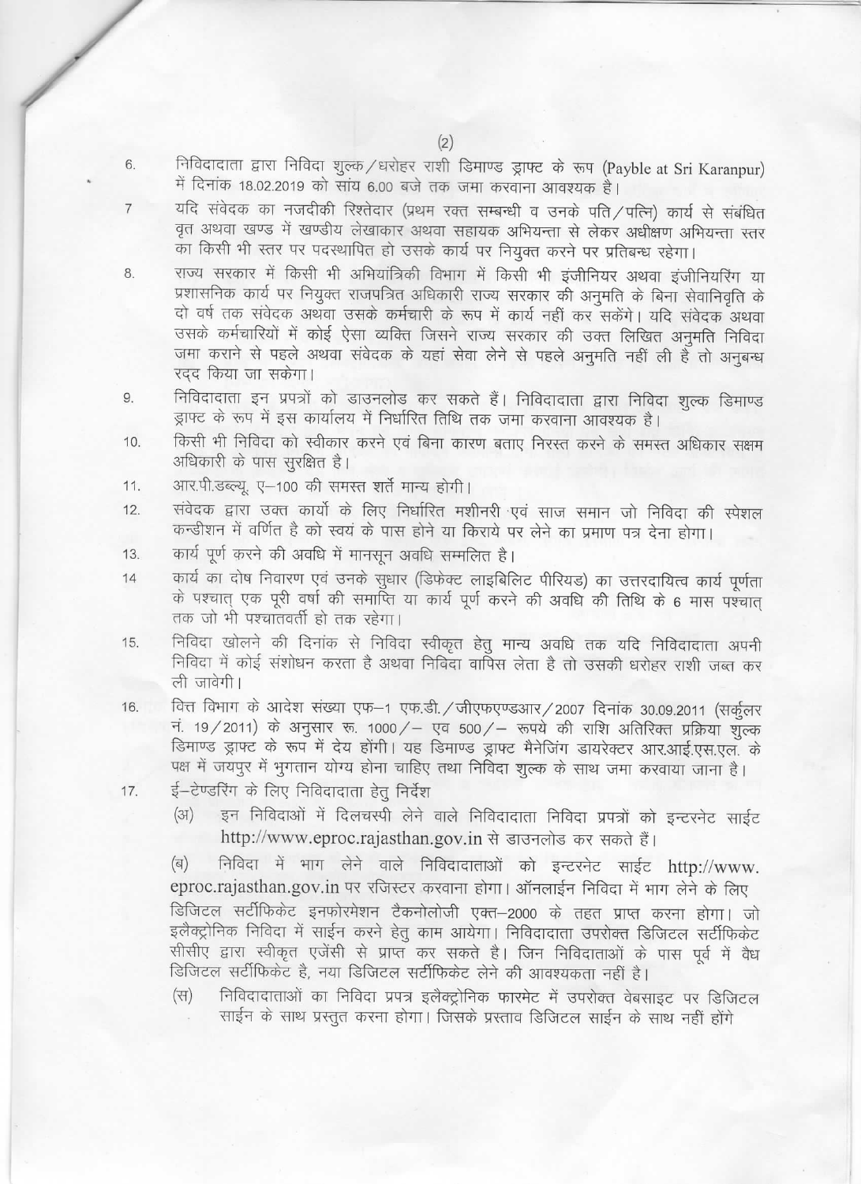6. निविदादाता द्वारा निविदा शुल्क/धरोहर राशी डिमाण्ड ड्राफ्ट के रूप (Payble at Sri Karanpur) में दिनांक 18.02.2019 को सांय 6.00 बजे तक जमा करवाना आवश्यक है।

7. यदि संवेदक का नजदीकी रिश्तेदार (प्रथम रक्त सम्बन्धी व उनके पति/पत्नि) कार्य से संबंधित वृत अथवा खण्ड में खण्डीय लेखाकार अथवा सहायक अभियन्ता से लेकर अधीक्षण अभियन्ता स्तर का किसी भी स्तर पर पदस्थापित हो उसके कार्य पर नियुक्त करने पर प्रतिबन्ध रहेगा।

8. राज्य सरकार में किसी भी अभियांत्रिकी विभाग में किसी भी इंजीनियर अथवा इंजीनियरिंग या प्रशासनिक कार्य पर नियुक्त राजपत्रित अधिकारी राज्य सरकार की अनुमति के बिना सेवानिवृति के दो वर्ष तक संवेदक अथवा उसके कर्मचारी के रूप में कार्य नहीं कर सकेंगे। यदि संवेदक अथवा उसके कर्मचारियों में कोई ऐसा व्यक्ति जिसने राज्य सरकार की उक्त लिखित अनुमति निविदा जमा कराने से पहले अथवा संवेदक के यहां सेवा लेने से पहले अनुमति नहीं ली है तो अनुबन्ध रद्द किया जा सकेगा।

9. निविदादाता इन प्रपत्रों को डाउनलोड कर सकते हैं। निविदादाता द्वारा निविदा शुल्क डिमाण्ड ड्राफ्ट के रूप में इस कार्यालय में निर्धारित तिथि तक जमा करवाना आवश्यक है।

10. किसी भी निविदा को स्वीकार करने एवं बिना कारण बताए निरस्त करने के समस्त अधिकार सक्षम अधिकारी के पास सुरक्षित है।

11. आर.पी.डब्ल्यू. ए-100 की समस्त शर्ते मान्य होगी।

12. संवेदक द्वारा उक्त कार्यो के लिए निर्धारित मशीनरी एवं साज समान जो निविदा की स्पेशल कन्डीशन में वर्णित है को स्वयं के पास होने या किराये पर लेने का प्रमाण पत्र देना होगा।

13. कार्य पूर्ण करने की अवधि में मानसून अवधि सम्मिलित है।

14. कार्य का दोष निवारण एवं उनके सुधार (डिफेक्ट लाइबिलिट पीरियड) का उत्तरदायित्व कार्य पूर्णता के पश्चात् एक पूरी वर्षा की समाप्ति या कार्य पूर्ण करने की अवधि की तिथि के 6 मास पश्चात् तक जो भी पश्चातवर्ती हो तक रहेगा।

15. निविदा खोलने की दिनांक से निविदा स्वीकृत हेतु मान्य अवधि तक यदि निविदादाता अपनी निविदा में कोई संशोधन करता है अथवा निविदा वापिस लेता है तो उसकी धरोहर राशी जब्त कर ली जावेगी।

16. वित्त विभाग के आदेश संख्या एफ-1 एफ.डी./जीएफएण्डआर/2007 दिनांक 30.09.2011 (सर्कुलर नं. 19/2011) के अनुसार रू. 1000/- एव 500/- रूपये की राशि अतिरिक्त प्रक्रिया शुल्क डिमाण्ड ड्राफ्ट के रूप में देय होंगी। यह डिमाण्ड ड्राफ्ट मैनेजिंग डायरेक्टर आर.आई.एस.एल. के पक्ष में जयपुर में भुगतान योग्य होना चाहिए तथा निविदा शुल्क के साथ जमा करवाया जाना है।

17. ई-टेण्डरिंग के लिए निविदादाता हेतु निर्देश

    (अ) इन निविदाओं में दिलचस्पी लेने वाले निविदादाता निविदा प्रपत्रों को इन्टरनेट साईट http://www.eproc.rajasthan.gov.in से डाउनलोड कर सकते हैं।

    (ब) निविदा में भाग लेने वाले निविदादाताओं को इन्टरनेट साईट http://www.eproc.rajasthan.gov.in पर रजिस्टर करवाना होगा। ऑनलाईन निविदा में भाग लेने के लिए डिजिटल सर्टीफिकेट इनफोरमेशन टैकनोलोजी एक्त-2000 के तहत प्राप्त करना होगा। जो इलैक्ट्रोनिक निविदा में साईन करने हेतु काम आयेगा। निविदादाता उपरोक्त डिजिटल सर्टीफिकेट सीसीए द्वारा स्वीकृत एजेंसी से प्राप्त कर सकते है। जिन निविदाताओं के पास पूर्व में वैध डिजिटल सर्टीफिकेट है, नया डिजिटल सर्टीफिकेट लेने की आवश्यकता नहीं है।

    (स) निविदादाताओं का निविदा प्रपत्र इलैक्ट्रोनिक फारमेट में उपरोक्त वेबसाइट पर डिजिटल साईन के साथ प्रस्तुत करना होगा। जिसके प्रस्ताव डिजिटल साईन के साथ नहीं होंगे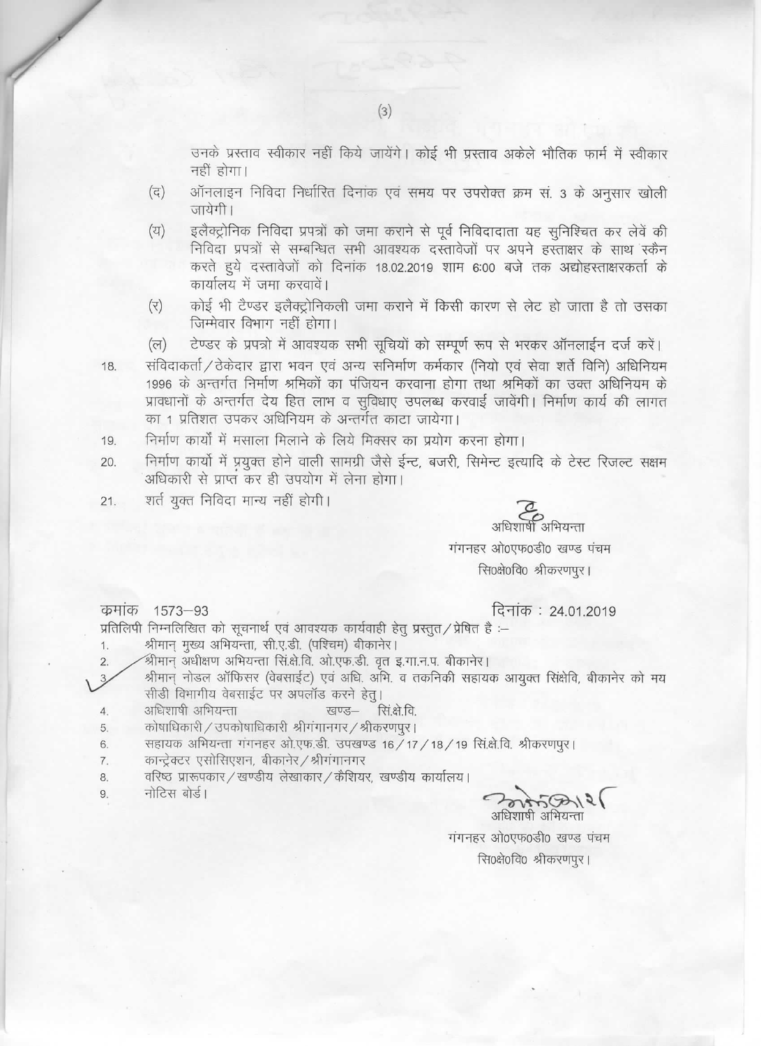उनके प्रस्ताव स्वीकार नहीं किये जायेंगे। कोई भी प्रस्ताव अकेले भौतिक फार्म में स्वीकार नहीं होगा।

(द) ऑनलाइन निविदा निर्धारित दिनांक एवं समय पर उपरोक्त क्रम सं. 3 के अनुसार खोली जायेगी।

(य) इलैक्ट्रोनिक निविदा प्रपत्रों को जमा कराने से पूर्व निविदादाता यह सुनिश्चित कर लेवें की निविदा प्रपत्रों से सम्बन्धित सभी आवश्यक दस्तावेजों पर अपने हस्ताक्षर के साथ स्कैन करते हुये दस्तावेजों को दिनांक 18.02.2019 शाम 6:00 बजे तक अद्योहस्ताक्षरकर्ता के कार्यालय में जमा करवावें।

(र) कोई भी टैण्डर इलैक्ट्रोनिकली जमा कराने में किसी कारण से लेट हो जाता है तो उसका जिम्मेवार विभाग नहीं होगा।

(ल) टेण्डर के प्रपत्रो में आवश्यक सभी सूचियों को सम्पूर्ण रूप से भरकर ऑनलाईन दर्ज करें।

18. संविदाकर्ता/ठेकेदार द्वारा भवन एवं अन्य सनिर्माण कर्मकार (नियो एवं सेवा शर्ते विनि) अधिनियम 1996 के अन्तर्गत निर्माण श्रमिकों का पंजियन करवाना होगा तथा श्रमिकों का उक्त अधिनियम के प्रावधानों के अन्तर्गत देय हित लाभ व सुविधाए उपलब्ध करवाई जावेंगी। निर्माण कार्य की लागत का 1 प्रतिशत उपकर अधिनियम के अन्तर्गत काटा जायेगा।

19. निर्माण कार्यों में मसाला मिलाने के लिये मिक्सर का प्रयोग करना होगा।

20. निर्माण कार्यो में प्रयुक्त होने वाली सामग्री जैसे ईन्ट, बजरी, सिमेन्ट इत्यादि के टेस्ट रिजल्ट सक्षम अधिकारी से प्राप्त कर ही उपयोग में लेना होगा।

21. शर्त युक्त निविदा मान्य नहीं होगी।

अधिशाषी अभियन्ता
गंगनहर ओ0एफ0डी0 खण्ड पंचम
सि0क्षे0वि0 श्रीकरणपुर।

क्रमांक 1573–93 दिनांक : 24.01.2019

प्रतिलिपि निम्नलिखित को सूचनार्थ एवं आवश्यक कार्यवाही हेतु प्रस्तुत/प्रेषित है :–

1. श्रीमान् मुख्य अभियन्ता, सी.ए.डी. (पश्चिम) बीकानेर।
2. श्रीमान् अधीक्षण अभियन्ता सिं.क्षे.वि. ओ.एफ.डी. वृत इ.गा.न.प. बीकानेर।
3. श्रीमान् नोडल ऑफिसर (वेबसाईट) एवं अधि. अभि. व तकनिकी सहायक आयुक्त सिंक्षेवि, बीकानेर को मय सीडी विभागीय वेबसाईट पर अपलॉड करने हेतु।
4. अधिशाषी अभियन्ता खण्ड– सिं.क्षे.वि.
5. कोषाधिकारी/उपकोषाधिकारी श्रीगंगानगर/श्रीकरणपुर।
6. सहायक अभियन्ता गंगनहर ओ.एफ.डी. उपखण्ड 16/17/18/19 सिं.क्षे.वि. श्रीकरणपुर।
7. कान्ट्रेक्टर एसोसिएशन, बीकानेर/श्रीगंगानगर
8. वरिष्ठ प्रारूपकार/खण्डीय लेखाकार/कैशियर, खण्डीय कार्यालय।
9. नोटिस बोर्ड।

अधिशाषी अभियन्ता
गंगनहर ओ0एफ0डी0 खण्ड पंचम
सि0क्षे0वि0 श्रीकरणपुर।